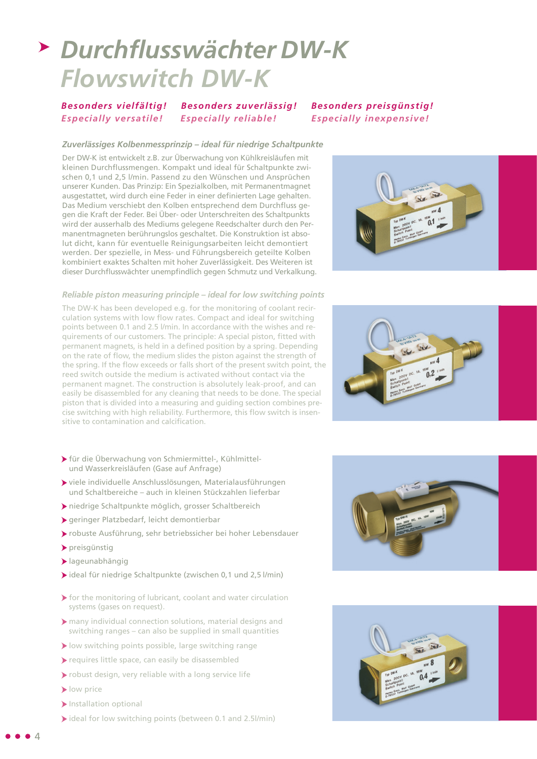# Durchflusswächter DW-K
# Flowswitch DW-K

**Besonders vielfältig!** **Besonders zuverlässig!** **Besonders preisgünstig!**
*Especially versatile!* *Especially reliable!* *Especially inexpensive!*

### Zuverlässiges Kolbenmessprinzip – ideal für niedrige Schaltpunkte

Der DW-K ist entwickelt z.B. zur Überwachung von Kühlkreisläufen mit kleinen Durchflussmengen. Kompakt und ideal für Schaltpunkte zwischen 0,1 und 2,5 l/min. Passend zu den Wünschen und Ansprüchen unserer Kunden. Das Prinzip: Ein Spezialkolben, mit Permanentmagnet ausgestattet, wird durch eine Feder in einer definierten Lage gehalten. Das Medium verschiebt den Kolben entsprechend dem Durchfluss gegen die Kraft der Feder. Bei Über- oder Unterschreiten des Schaltpunkts wird der ausserhalb des Mediums gelegene Reedschalter durch den Permanentmagneten berührungslos geschaltet. Die Konstruktion ist absolut dicht, kann für eventuelle Reinigungsarbeiten leicht demontiert werden. Der spezielle, in Mess- und Führungsbereich geteilte Kolben kombiniert exaktes Schalten mit hoher Zuverlässigkeit. Des Weiteren ist dieser Durchflusswächter unempfindlich gegen Schmutz und Verkalkung.

### Reliable piston measuring principle – ideal for low switching points

The DW-K has been developed e.g. for the monitoring of coolant recirculation systems with low flow rates. Compact and ideal for switching points between 0.1 and 2.5 l/min. In accordance with the wishes and requirements of our customers. The principle: A special piston, fitted with permanent magnets, is held in a defined position by a spring. Depending on the rate of flow, the medium slides the piston against the strength of the spring. If the flow exceeds or falls short of the present switch point, the reed switch outside the medium is activated without contact via the permanent magnet. The construction is absolutely leak-proof, and can easily be disassembled for any cleaning that needs to be done. The special piston that is divided into a measuring and guiding section combines precise switching with high reliability. Furthermore, this flow switch is insensitive to contamination and calcification.

- für die Überwachung von Schmiermittel-, Kühlmittel- und Wasserkreisläufen (Gase auf Anfrage)
- viele individuelle Anschlusslösungen, Materialausführungen und Schaltbereiche – auch in kleinen Stückzahlen lieferbar
- niedrige Schaltpunkte möglich, grosser Schaltbereich
- geringer Platzbedarf, leicht demontierbar
- robuste Ausführung, sehr betriebssicher bei hoher Lebensdauer
- preisgünstig
- lageunabhängig
- ideal für niedrige Schaltpunkte (zwischen 0,1 und 2,5 l/min)

- for the monitoring of lubricant, coolant and water circulation systems (gases on request).
- many individual connection solutions, material designs and switching ranges – can also be supplied in small quantities
- low switching points possible, large switching range
- requires little space, can easily be disassembled
- robust design, very reliable with a long service life
- low price
- Installation optional
- ideal for low switching points (between 0.1 and 2.5l/min)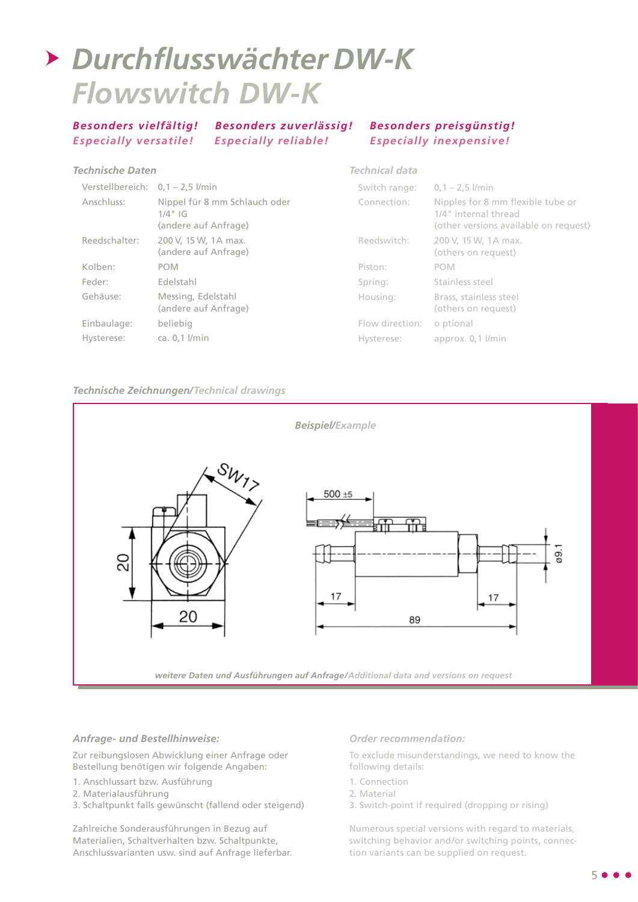# Durchflusswächter DW-K
## Flowswitch DW-K

**Besonders vielfältig!** *Especially versatile!* **Besonders zuverlässig!** *Especially reliable!* **Besonders preisgünstig!** *Especially inexpensive!*

### Technische Daten

| | |
|---|---|
| Verstellbereich: | 0,1 – 2,5 l/min |
| Anschluss: | Nippel für 8 mm Schlauch oder 1/4" IG (andere auf Anfrage) |
| Reedschalter: | 200 V, 15 W, 1A max. (andere auf Anfrage) |
| Kolben: | POM |
| Feder: | Edelstahl |
| Gehäuse: | Messing, Edelstahl (andere auf Anfrage) |
| Einbaulage: | beliebig |
| Hysterese: | ca. 0,1 l/min |

### Technical data

| | |
|---|---|
| Switch range: | 0,1 – 2,5 l/min |
| Connection: | Nipples for 8 mm flexible tube or 1/4" internal thread (other versions available on request) |
| Reedswitch: | 200 V, 15 W, 1A max. (others on request) |
| Piston: | POM |
| Spring: | Stainless steel |
| Housing: | Brass, stainless steel (others on request) |
| Flow direction: | o ptional |
| Hysterese: | approx. 0,1 l/min |

### Technische Zeichnungen/*Technical drawings*

**Beispiel**/*Example*

SW17
20
20
500 ±5
ø9.1
17
17
89

**weitere Daten und Ausführungen auf Anfrage**/*Additional data and versions on request*

### Anfrage- und Bestellhinweise:

Zur reibungslosen Abwicklung einer Anfrage oder Bestellung benötigen wir folgende Angaben:

1. Anschlussart bzw. Ausführung
2. Materialausführung
3. Schaltpunkt falls gewünscht (fallend oder steigend)

Zahlreiche Sonderausführungen in Bezug auf Materialien, Schaltverhalten bzw. Schaltpunkte, Anschlussvarianten usw. sind auf Anfrage lieferbar.

### Order recommendation:

To exclude misunderstandings, we need to know the following details:

1. Connection
2. Material
3. Switch-point if required (dropping or rising)

Numerous special versions with regard to materials, switching behavior and/or switching points, connection variants can be supplied on request.